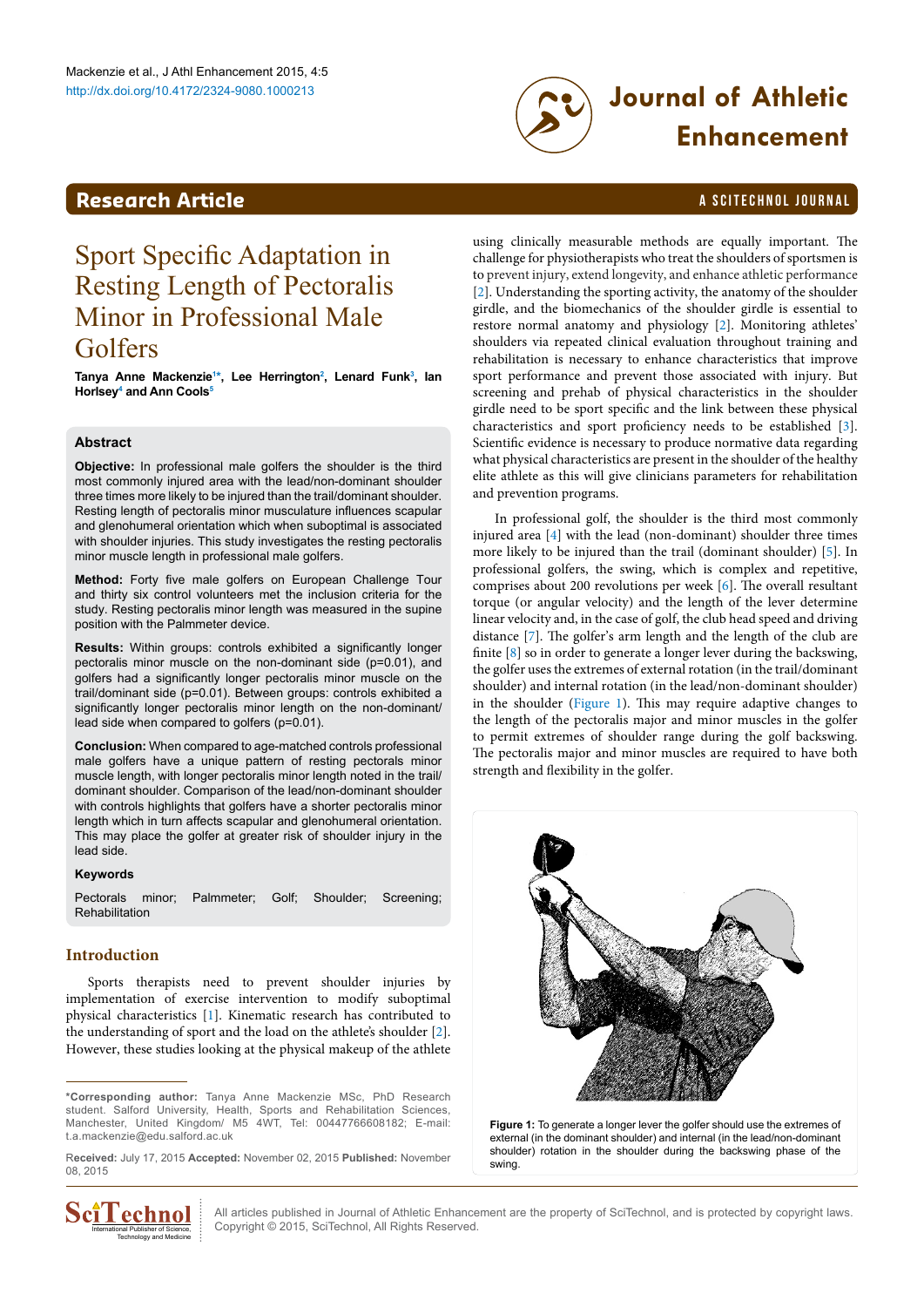# Sport Specific Adaptation in Resting Length of Pectoralis Minor in Professional Male Golfers

**Tanya Anne Mackenzie[1*], Lee Herrington[2], Lenard Funk[3], Ian Horsley[4] and Ann Cools[5]**

## Abstract

**Objective:** In professional male golfers the shoulder is the third most commonly injured area with the lead/non-dominant shoulder three times more likely to be injured than the trail/dominant shoulder. Resting length of pectoralis minor musculature influences scapular and glenohumeral orientation which when suboptimal is associated with shoulder injuries. This study investigates the resting pectoralis minor muscle length in professional male golfers.

**Method:** Forty five male golfers on European Challenge Tour and thirty six control volunteers met the inclusion criteria for the study. Resting pectoralis minor length was measured in the supine position with the Palmmeter device.

**Results:** Within groups: controls exhibited a significantly longer pectoralis minor muscle on the non-dominant side (p=0.01), and golfers had a significantly longer pectoralis minor muscle on the trail/dominant side (p=0.01). Between groups: controls exhibited a significantly longer pectoralis minor length on the non-dominant/lead side when compared to golfers (p=0.01).

**Conclusion:** When compared to age-matched controls professional male golfers have a unique pattern of resting pectorals minor muscle length, with longer pectoralis minor length noted in the trail/dominant shoulder. Comparison of the lead/non-dominant shoulder with controls highlights that golfers have a shorter pectoralis minor length which in turn affects scapular and glenohumeral orientation. This may place the golfer at greater risk of shoulder injury in the lead side.

### Keywords

Pectorals minor; Palmmeter; Golf; Shoulder; Screening; Rehabilitation

## Introduction

Sports therapists need to prevent shoulder injuries by implementation of exercise intervention to modify suboptimal physical characteristics [1]. Kinematic research has contributed to the understanding of sport and the load on the athlete's shoulder [2]. However, these studies looking at the physical makeup of the athlete using clinically measurable methods are equally important. The challenge for physiotherapists who treat the shoulders of sportsmen is to prevent injury, extend longevity, and enhance athletic performance [2]. Understanding the sporting activity, the anatomy of the shoulder girdle, and the biomechanics of the shoulder girdle is essential to restore normal anatomy and physiology [2]. Monitoring athletes' shoulders via repeated clinical evaluation throughout training and rehabilitation is necessary to enhance characteristics that improve sport performance and prevent those associated with injury. But screening and prehab of physical characteristics in the shoulder girdle need to be sport specific and the link between these physical characteristics and sport proficiency needs to be established [3]. Scientific evidence is necessary to produce normative data regarding what physical characteristics are present in the shoulder of the healthy elite athlete as this will give clinicians parameters for rehabilitation and prevention programs.

In professional golf, the shoulder is the third most commonly injured area [4] with the lead (non-dominant) shoulder three times more likely to be injured than the trail (dominant shoulder) [5]. In professional golfers, the swing, which is complex and repetitive, comprises about 200 revolutions per week [6]. The overall resultant torque (or angular velocity) and the length of the lever determine linear velocity and, in the case of golf, the club head speed and driving distance [7]. The golfer's arm length and the length of the club are finite [8] so in order to generate a longer lever during the backswing, the golfer uses the extremes of external rotation (in the trail/dominant shoulder) and internal rotation (in the lead/non-dominant shoulder) in the shoulder (Figure 1). This may require adaptive changes to the length of the pectoralis major and minor muscles in the golfer to permit extremes of shoulder range during the golf backswing. The pectoralis major and minor muscles are required to have both strength and flexibility in the golfer.

**Figure 1:** To generate a longer lever the golfer should use the extremes of external (in the dominant shoulder) and internal (in the lead/non-dominant shoulder) rotation in the shoulder during the backswing phase of the swing.

---

***Corresponding author:** Tanya Anne Mackenzie MSc, PhD Research student. Salford University, Health, Sports and Rehabilitation Sciences, Manchester, United Kingdom/ M5 4WT, Tel: 00447766608182; E-mail: t.a.mackenzie@edu.salford.ac.uk

**Received:** July 17, 2015 **Accepted:** November 02, 2015 **Published:** November 08, 2015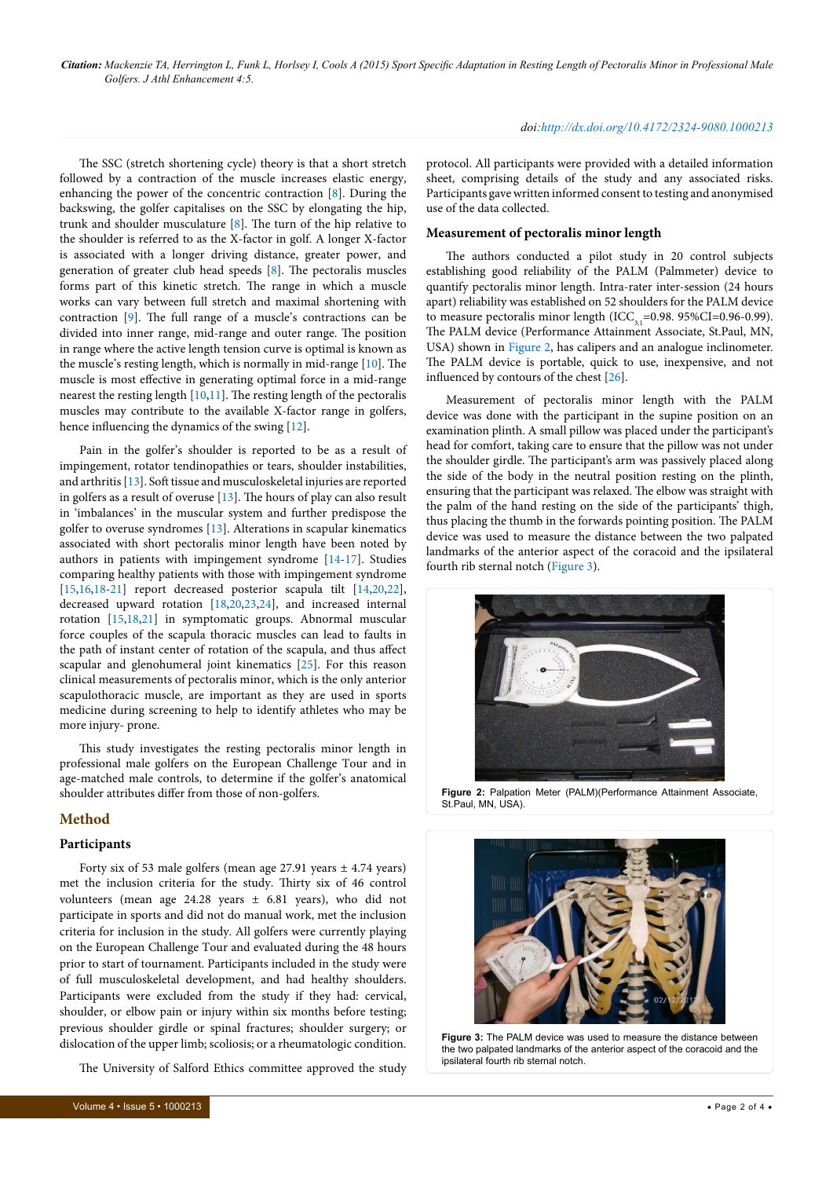The SSC (stretch shortening cycle) theory is that a short stretch followed by a contraction of the muscle increases elastic energy, enhancing the power of the concentric contraction [8]. During the backswing, the golfer capitalises on the SSC by elongating the hip, trunk and shoulder musculature [8]. The turn of the hip relative to the shoulder is referred to as the X-factor in golf. A longer X-factor is associated with a longer driving distance, greater power, and generation of greater club head speeds [8]. The pectoralis muscles forms part of this kinetic stretch. The range in which a muscle works can vary between full stretch and maximal shortening with contraction [9]. The full range of a muscle's contractions can be divided into inner range, mid-range and outer range. The position in range where the active length tension curve is optimal is known as the muscle's resting length, which is normally in mid-range [10]. The muscle is most effective in generating optimal force in a mid-range nearest the resting length [10,11]. The resting length of the pectoralis muscles may contribute to the available X-factor range in golfers, hence influencing the dynamics of the swing [12].

Pain in the golfer's shoulder is reported to be as a result of impingement, rotator tendinopathies or tears, shoulder instabilities, and arthritis [13]. Soft tissue and musculoskeletal injuries are reported in golfers as a result of overuse [13]. The hours of play can also result in 'imbalances' in the muscular system and further predispose the golfer to overuse syndromes [13]. Alterations in scapular kinematics associated with short pectoralis minor length have been noted by authors in patients with impingement syndrome [14-17]. Studies comparing healthy patients with those with impingement syndrome [15,16,18-21] report decreased posterior scapula tilt [14,20,22], decreased upward rotation [18,20,23,24], and increased internal rotation [15,18,21] in symptomatic groups. Abnormal muscular force couples of the scapula thoracic muscles can lead to faults in the path of instant center of rotation of the scapula, and thus affect scapular and glenohumeral joint kinematics [25]. For this reason clinical measurements of pectoralis minor, which is the only anterior scapulothoracic muscle, are important as they are used in sports medicine during screening to help to identify athletes who may be more injury- prone.

This study investigates the resting pectoralis minor length in professional male golfers on the European Challenge Tour and in age-matched male controls, to determine if the golfer's anatomical shoulder attributes differ from those of non-golfers.

## Method

### Participants

Forty six of 53 male golfers (mean age 27.91 years ± 4.74 years) met the inclusion criteria for the study. Thirty six of 46 control volunteers (mean age 24.28 years ± 6.81 years), who did not participate in sports and did no manual work, met the inclusion criteria for inclusion in the study. All golfers were currently playing on the European Challenge Tour and evaluated during the 48 hours prior to start of tournament. Participants included in the study were of full musculoskeletal development, and had healthy shoulders. Participants were excluded from the study if they had: cervical, shoulder, or elbow pain or injury within six months before testing; previous shoulder girdle or spinal fractures; shoulder surgery; or dislocation of the upper limb; scoliosis; or a rheumatologic condition.

The University of Salford Ethics committee approved the study protocol. All participants were provided with a detailed information sheet, comprising details of the study and any associated risks. Participants gave written informed consent to testing and anonymised use of the data collected.

### Measurement of pectoralis minor length

The authors conducted a pilot study in 20 control subjects establishing good reliability of the PALM (Palmmeter) device to quantify pectoralis minor length. Intra-rater inter-session (24 hours apart) reliability was established on 52 shoulders for the PALM device to measure pectoralis minor length ($ICC_{3,1}$=0.98. 95%CI=0.96-0.99). The PALM device (Performance Attainment Associate, St.Paul, MN, USA) shown in Figure 2, has calipers and an analogue inclinometer. The PALM device is portable, quick to use, inexpensive, and not influenced by contours of the chest [26].

Measurement of pectoralis minor length with the PALM device was done with the participant in the supine position on an examination plinth. A small pillow was placed under the participant's head for comfort, taking care to ensure that the pillow was not under the shoulder girdle. The participant's arm was passively placed along the side of the body in the neutral position resting on the plinth, ensuring that the participant was relaxed. The elbow was straight with the palm of the hand resting on the side of the participants' thigh, thus placing the thumb in the forwards pointing position. The PALM device was used to measure the distance between the two palpated landmarks of the anterior aspect of the coracoid and the ipsilateral fourth rib sternal notch (Figure 3).

**Figure 2:** Palpation Meter (PALM)(Performance Attainment Associate, St.Paul, MN, USA).

**Figure 3:** The PALM device was used to measure the distance between the two palpated landmarks of the anterior aspect of the coracoid and the ipsilateral fourth rib sternal notch.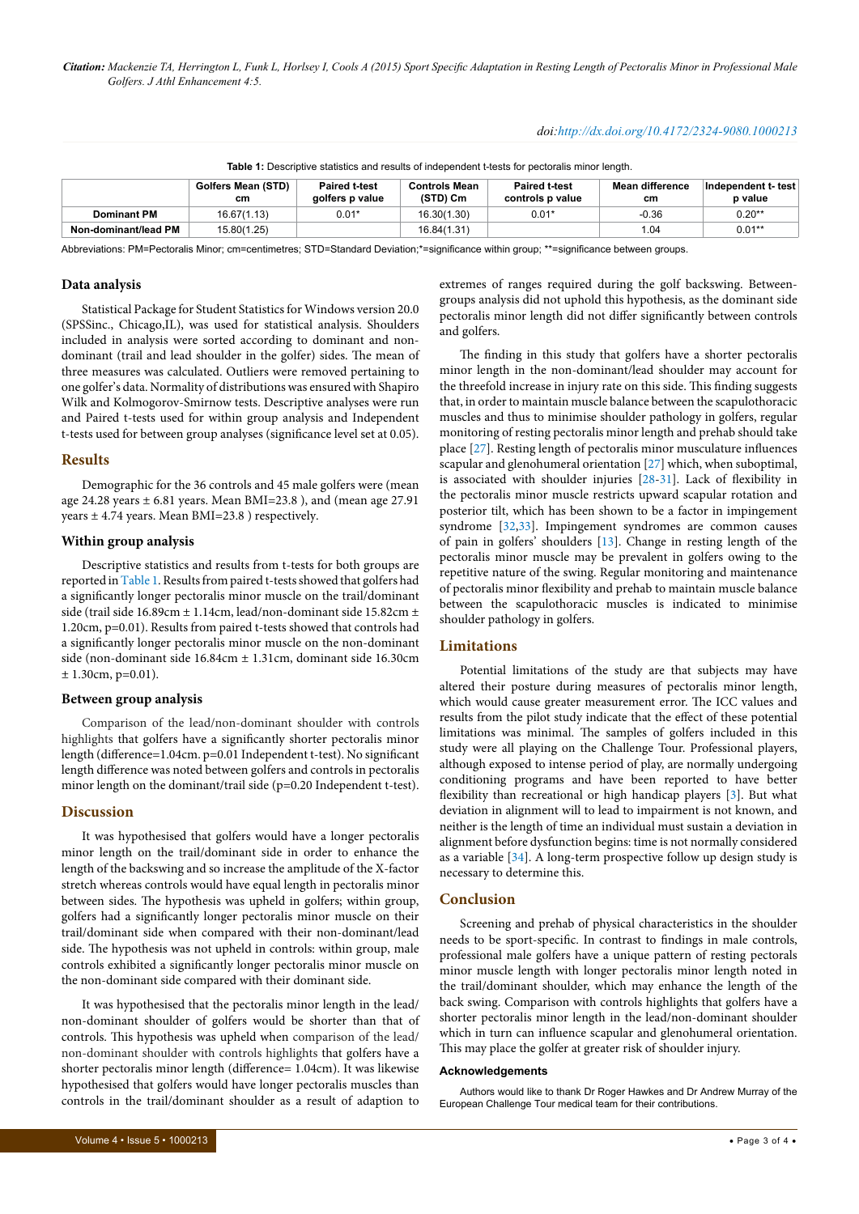Table 1: Descriptive statistics and results of independent t-tests for pectoralis minor length.

| | Golfers Mean (STD) cm | Paired t-test golfers p value | Controls Mean (STD) Cm | Paired t-test controls p value | Mean difference cm | Independent t- test p value |
|---|---|---|---|---|---|---|
| **Dominant PM** | 16.67(1.13) | 0.01* | 16.30(1.30) | 0.01* | -0.36 | 0.20** |
| **Non-dominant/lead PM** | 15.80(1.25) | | 16.84(1.31) | | 1.04 | 0.01** |

Abbreviations: PM=Pectoralis Minor; cm=centimetres; STD=Standard Deviation;*=significance within group; **=significance between groups.

### Data analysis

Statistical Package for Student Statistics for Windows version 20.0 (SPSSinc., Chicago,IL), was used for statistical analysis. Shoulders included in analysis were sorted according to dominant and non-dominant (trail and lead shoulder in the golfer) sides. The mean of three measures was calculated. Outliers were removed pertaining to one golfer's data. Normality of distributions was ensured with Shapiro Wilk and Kolmogorov-Smirnow tests. Descriptive analyses were run and Paired t-tests used for within group analysis and Independent t-tests used for between group analyses (significance level set at 0.05).

## Results

Demographic for the 36 controls and 45 male golfers were (mean age 24.28 years ± 6.81 years. Mean BMI=23.8 ), and (mean age 27.91 years ± 4.74 years. Mean BMI=23.8 ) respectively.

### Within group analysis

Descriptive statistics and results from t-tests for both groups are reported in Table 1. Results from paired t-tests showed that golfers had a significantly longer pectoralis minor muscle on the trail/dominant side (trail side 16.89cm ± 1.14cm, lead/non-dominant side 15.82cm ± 1.20cm, p=0.01). Results from paired t-tests showed that controls had a significantly longer pectoralis minor muscle on the non-dominant side (non-dominant side 16.84cm ± 1.31cm, dominant side 16.30cm ± 1.30cm, p=0.01).

### Between group analysis

Comparison of the lead/non-dominant shoulder with controls highlights that golfers have a significantly shorter pectoralis minor length (difference=1.04cm. p=0.01 Independent t-test). No significant length difference was noted between golfers and controls in pectoralis minor length on the dominant/trail side (p=0.20 Independent t-test).

## Discussion

It was hypothesised that golfers would have a longer pectoralis minor length on the trail/dominant side in order to enhance the length of the backswing and so increase the amplitude of the X-factor stretch whereas controls would have equal length in pectoralis minor between sides. The hypothesis was upheld in golfers; within group, golfers had a significantly longer pectoralis minor muscle on their trail/dominant side when compared with their non-dominant/lead side. The hypothesis was not upheld in controls: within group, male controls exhibited a significantly longer pectoralis minor muscle on the non-dominant side compared with their dominant side.

It was hypothesised that the pectoralis minor length in the lead/non-dominant shoulder of golfers would be shorter than that of controls. This hypothesis was upheld when comparison of the lead/non-dominant shoulder with controls highlights that golfers have a shorter pectoralis minor length (difference= 1.04cm). It was likewise hypothesised that golfers would have longer pectoralis muscles than controls in the trail/dominant shoulder as a result of adaption to extremes of ranges required during the golf backswing. Between-groups analysis did not uphold this hypothesis, as the dominant side pectoralis minor length did not differ significantly between controls and golfers.

The finding in this study that golfers have a shorter pectoralis minor length in the non-dominant/lead shoulder may account for the threefold increase in injury rate on this side. This finding suggests that, in order to maintain muscle balance between the scapulothoracic muscles and thus to minimise shoulder pathology in golfers, regular monitoring of resting pectoralis minor length and prehab should take place [27]. Resting length of pectoralis minor musculature influences scapular and glenohumeral orientation [27] which, when suboptimal, is associated with shoulder injuries [28-31]. Lack of flexibility in the pectoralis minor muscle restricts upward scapular rotation and posterior tilt, which has been shown to be a factor in impingement syndrome [32,33]. Impingement syndromes are common causes of pain in golfers' shoulders [13]. Change in resting length of the pectoralis minor muscle may be prevalent in golfers owing to the repetitive nature of the swing. Regular monitoring and maintenance of pectoralis minor flexibility and prehab to maintain muscle balance between the scapulothoracic muscles is indicated to minimise shoulder pathology in golfers.

## Limitations

Potential limitations of the study are that subjects may have altered their posture during measures of pectoralis minor length, which would cause greater measurement error. The ICC values and results from the pilot study indicate that the effect of these potential limitations was minimal. The samples of golfers included in this study were all playing on the Challenge Tour. Professional players, although exposed to intense period of play, are normally undergoing conditioning programs and have been reported to have better flexibility than recreational or high handicap players [3]. But what deviation in alignment will to lead to impairment is not known, and neither is the length of time an individual must sustain a deviation in alignment before dysfunction begins: time is not normally considered as a variable [34]. A long-term prospective follow up design study is necessary to determine this.

## Conclusion

Screening and prehab of physical characteristics in the shoulder needs to be sport-specific. In contrast to findings in male controls, professional male golfers have a unique pattern of resting pectorals minor muscle length with longer pectoralis minor length noted in the trail/dominant shoulder, which may enhance the length of the back swing. Comparison with controls highlights that golfers have a shorter pectoralis minor length in the lead/non-dominant shoulder which in turn can influence scapular and glenohumeral orientation. This may place the golfer at greater risk of shoulder injury.

### Acknowledgements

Authors would like to thank Dr Roger Hawkes and Dr Andrew Murray of the European Challenge Tour medical team for their contributions.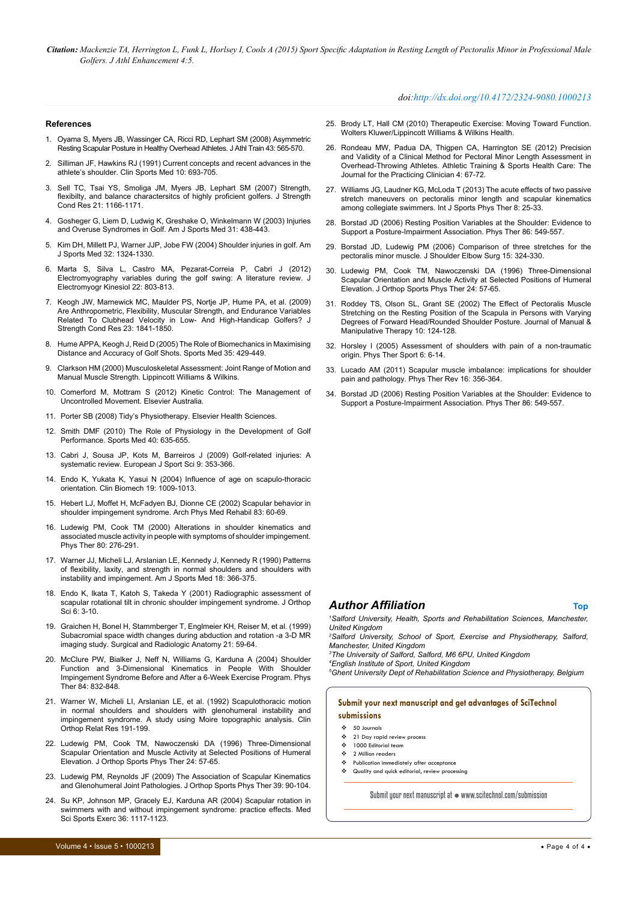## References

1. Oyama S, Myers JB, Wassinger CA, Ricci RD, Lephart SM (2008) Asymmetric Resting Scapular Posture in Healthy Overhead Athletes. J Athl Train 43: 565-570.
2. Silliman JF, Hawkins RJ (1991) Current concepts and recent advances in the athlete's shoulder. Clin Sports Med 10: 693-705.
3. Sell TC, Tsai YS, Smoliga JM, Myers JB, Lephart SM (2007) Strength, flexibilty, and balance charactersitcs of highly proficient golfers. J Strength Cond Res 21: 1166-1171.
4. Gosheger G, Liem D, Ludwig K, Greshake O, Winkelmann W (2003) Injuries and Overuse Syndromes in Golf. Am J Sports Med 31: 438-443.
5. Kim DH, Millett PJ, Warner JJP, Jobe FW (2004) Shoulder injuries in golf. Am J Sports Med 32: 1324-1330.
6. Marta S, Silva L, Castro MA, Pezarat-Correia P, Cabri J (2012) Electromyography variables during the golf swing: A literature review. J Electromyogr Kinesiol 22: 803-813.
7. Keogh JW, Marnewick MC, Maulder PS, Nortje JP, Hume PA, et al. (2009) Are Anthropometric, Flexibility, Muscular Strength, and Endurance Variables Related To Clubhead Velocity in Low- And High-Handicap Golfers? J Strength Cond Res 23: 1841-1850.
8. Hume APPA, Keogh J, Reid D (2005) The Role of Biomechanics in Maximising Distance and Accuracy of Golf Shots. Sports Med 35: 429-449.
9. Clarkson HM (2000) Musculoskeletal Assessment: Joint Range of Motion and Manual Muscle Strength. Lippincott Williams & Wilkins.
10. Comerford M, Mottram S (2012) Kinetic Control: The Management of Uncontrolled Movement. Elsevier Australia.
11. Porter SB (2008) Tidy's Physiotherapy. Elsevier Health Sciences.
12. Smith DMF (2010) The Role of Physiology in the Development of Golf Performance. Sports Med 40: 635-655.
13. Cabri J, Sousa JP, Kots M, Barreiros J (2009) Golf-related injuries: A systematic review. European J Sport Sci 9: 353-366.
14. Endo K, Yukata K, Yasui N (2004) Influence of age on scapulo-thoracic orientation. Clin Biomech 19: 1009-1013.
15. Hebert LJ, Moffet H, McFadyen BJ, Dionne CE (2002) Scapular behavior in shoulder impingement syndrome. Arch Phys Med Rehabil 83: 60-69.
16. Ludewig PM, Cook TM (2000) Alterations in shoulder kinematics and associated muscle activity in people with symptoms of shoulder impingement. Phys Ther 80: 276-291.
17. Warner JJ, Micheli LJ, Arslanian LE, Kennedy J, Kennedy R (1990) Patterns of flexibility, laxity, and strength in normal shoulders and shoulders with instability and impingement. Am J Sports Med 18: 366-375.
18. Endo K, Ikata T, Katoh S, Takeda Y (2001) Radiographic assessment of scapular rotational tilt in chronic shoulder impingement syndrome. J Orthop Sci 6: 3-10.
19. Graichen H, Bonel H, Stammberger T, Englmeier KH, Reiser M, et al. (1999) Subacromial space width changes during abduction and rotation -a 3-D MR imaging study. Surgical and Radiologic Anatomy 21: 59-64.
20. McClure PW, Bialker J, Neff N, Williams G, Karduna A (2004) Shoulder Function and 3-Dimensional Kinematics in People With Shoulder Impingement Syndrome Before and After a 6-Week Exercise Program. Phys Ther 84: 832-848.
21. Warner W, Micheli LI, Arslanian LE, et al. (1992) Scapulothoracic motion in normal shoulders and shoulders with glenohumeral instability and impingement syndrome. A study using Moire topographic analysis. Clin Orthop Relat Res 191-199.
22. Ludewig PM, Cook TM, Nawoczenski DA (1996) Three-Dimensional Scapular Orientation and Muscle Activity at Selected Positions of Humeral Elevation. J Orthop Sports Phys Ther 24: 57-65.
23. Ludewig PM, Reynolds JF (2009) The Association of Scapular Kinematics and Glenohumeral Joint Pathologies. J Orthop Sports Phys Ther 39: 90-104.
24. Su KP, Johnson MP, Gracely EJ, Karduna AR (2004) Scapular rotation in swimmers with and without impingement syndrome: practice effects. Med Sci Sports Exerc 36: 1117-1123.
25. Brody LT, Hall CM (2010) Therapeutic Exercise: Moving Toward Function. Wolters Kluwer/Lippincott Williams & Wilkins Health.
26. Rondeau MW, Padua DA, Thigpen CA, Harrington SE (2012) Precision and Validity of a Clinical Method for Pectoral Minor Length Assessment in Overhead-Throwing Athletes. Athletic Training & Sports Health Care: The Journal for the Practicing Clinician 4: 67-72.
27. Williams JG, Laudner KG, McLoda T (2013) The acute effects of two passive stretch maneuvers on pectoralis minor length and scapular kinematics among collegiate swimmers. Int J Sports Phys Ther 8: 25-33.
28. Borstad JD (2006) Resting Position Variables at the Shoulder: Evidence to Support a Posture-Impairment Association. Phys Ther 86: 549-557.
29. Borstad JD, Ludewig PM (2006) Comparison of three stretches for the pectoralis minor muscle. J Shoulder Elbow Surg 15: 324-330.
30. Ludewig PM, Cook TM, Nawoczenski DA (1996) Three-Dimensional Scapular Orientation and Muscle Activity at Selected Positions of Humeral Elevation. J Orthop Sports Phys Ther 24: 57-65.
31. Roddey TS, Olson SL, Grant SE (2002) The Effect of Pectoralis Muscle Stretching on the Resting Position of the Scapula in Persons with Varying Degrees of Forward Head/Rounded Shoulder Posture. Journal of Manual & Manipulative Therapy 10: 124-128.
32. Horsley I (2005) Assessment of shoulders with pain of a non-traumatic origin. Phys Ther Sport 6: 6-14.
33. Lucado AM (2011) Scapular muscle imbalance: implications for shoulder pain and pathology. Phys Ther Rev 16: 356-364.
34. Borstad JD (2006) Resting Position Variables at the Shoulder: Evidence to Support a Posture-Impairment Association. Phys Ther 86: 549-557.

## Author Affiliation

[1]Salford University, Health, Sports and Rehabilitation Sciences, Manchester, United Kingdom
[2]Salford University, School of Sport, Exercise and Physiotherapy, Salford, Manchester, United Kingdom
[3]The University of Salford, Salford, M6 6PU, United Kingdom
[4]English Institute of Sport, United Kingdom
[5]Ghent University Dept of Rehabilitation Science and Physiotherapy, Belgium

**Submit your next manuscript and get advantages of SciTechnol submissions**

- 50 Journals
- 21 Day rapid review process
- 1000 Editorial team
- 2 Million readers
- Publication immediately after acceptance
- Quality and quick editorial, review processing

Submit your next manuscript at ● www.scitechnol.com/submission